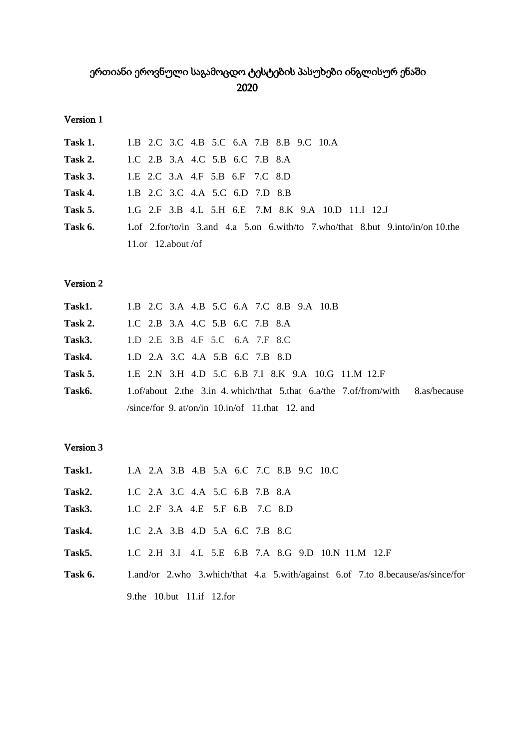# ერთიანი ეროვნული საგამოცდო ტესტების პასუხები ინგლისურ ენაში
# 2020

## Version 1

**Task 1.** 1.B 2.C 3.C 4.B 5.C 6.A 7.B 8.B 9.C 10.A

**Task 2.** 1.C 2.B 3.A 4.C 5.B 6.C 7.B 8.A

**Task 3.** 1.E 2.C 3.A 4.F 5.B 6.F 7.C 8.D

**Task 4.** 1.B 2.C 3.C 4.A 5.C 6.D 7.D 8.B

**Task 5.** 1.G 2.F 3.B 4.L 5.H 6.E 7.M 8.K 9.A 10.D 11.I 12.J

**Task 6.** 1.of 2.for/to/in 3.and 4.a 5.on 6.with/to 7.who/that 8.but 9.into/in/on 10.the 11.or 12.about /of

## Version 2

**Task1.** 1.B 2.C 3.A 4.B 5.C 6.A 7.C 8.B 9.A 10.B

**Task 2.** 1.C 2.B 3.A 4.C 5.B 6.C 7.B 8.A

**Task3.** 1.D 2.E 3.B 4.F 5.C 6.A 7.F 8.C

**Task4.** 1.D 2.A 3.C 4.A 5.B 6.C 7.B 8.D

**Task 5.** 1.E 2.N 3.H 4.D 5.C 6.B 7.I 8.K 9.A 10.G 11.M 12.F

**Task6.** 1.of/about 2.the 3.in 4. which/that 5.that 6.a/the 7.of/from/with 8.as/because /since/for 9. at/on/in 10.in/of 11.that 12. and

## Version 3

**Task1.** 1.A 2.A 3.B 4.B 5.A 6.C 7.C 8.B 9.C 10.C

**Task2.** 1.C 2.A 3.C 4.A 5.C 6.B 7.B 8.A

**Task3.** 1.C 2.F 3.A 4.E 5.F 6.B 7.C 8.D

**Task4.** 1.C 2.A 3.B 4.D 5.A 6.C 7.B 8.C

**Task5.** 1.C 2.H 3.I 4.L 5.E 6.B 7.A 8.G 9.D 10.N 11.M 12.F

**Task 6.** 1.and/or 2.who 3.which/that 4.a 5.with/against 6.of 7.to 8.because/as/since/for 9.the 10.but 11.if 12.for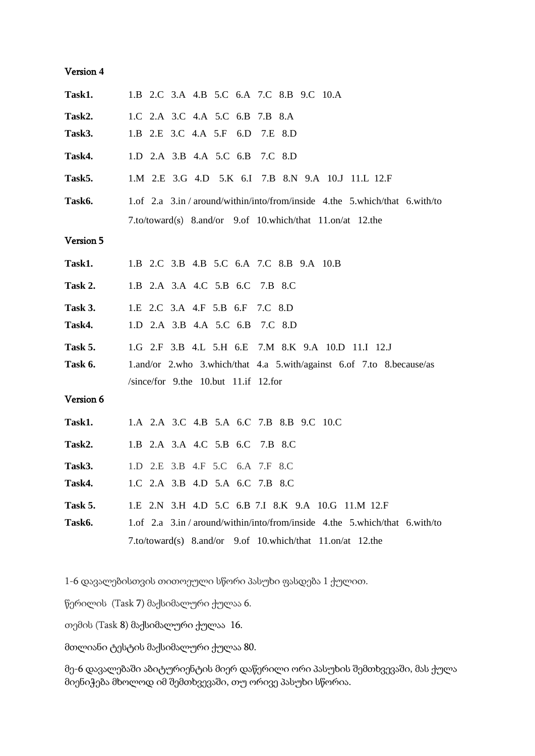## Version 4

| | |
|---|---|
| **Task1.** | 1.B 2.C 3.A 4.B 5.C 6.A 7.C 8.B 9.C 10.A |
| **Task2.** | 1.C 2.A 3.C 4.A 5.C 6.B 7.B 8.A |
| **Task3.** | 1.B 2.E 3.C 4.A 5.F 6.D 7.E 8.D |
| **Task4.** | 1.D 2.A 3.B 4.A 5.C 6.B 7.C 8.D |
| **Task5.** | 1.M 2.E 3.G 4.D 5.K 6.I 7.B 8.N 9.A 10.J 11.L 12.F |
| **Task6.** | 1.of 2.a 3.in / around/within/into/from/inside 4.the 5.which/that 6.with/to 7.to/toward(s) 8.and/or 9.of 10.which/that 11.on/at 12.the |

## Version 5

| | |
|---|---|
| **Task1.** | 1.B 2.C 3.B 4.B 5.C 6.A 7.C 8.B 9.A 10.B |
| **Task 2.** | 1.B 2.A 3.A 4.C 5.B 6.C 7.B 8.C |
| **Task 3.** | 1.E 2.C 3.A 4.F 5.B 6.F 7.C 8.D |
| **Task4.** | 1.D 2.A 3.B 4.A 5.C 6.B 7.C 8.D |
| **Task 5.** | 1.G 2.F 3.B 4.L 5.H 6.E 7.M 8.K 9.A 10.D 11.I 12.J |
| **Task 6.** | 1.and/or 2.who 3.which/that 4.a 5.with/against 6.of 7.to 8.because/as /since/for 9.the 10.but 11.if 12.for |

## Version 6

| | |
|---|---|
| **Task1.** | 1.A 2.A 3.C 4.B 5.A 6.C 7.B 8.B 9.C 10.C |
| **Task2.** | 1.B 2.A 3.A 4.C 5.B 6.C 7.B 8.C |
| **Task3.** | 1.D 2.E 3.B 4.F 5.C 6.A 7.F 8.C |
| **Task4.** | 1.C 2.A 3.B 4.D 5.A 6.C 7.B 8.C |
| **Task 5.** | 1.E 2.N 3.H 4.D 5.C 6.B 7.I 8.K 9.A 10.G 11.M 12.F |
| **Task6.** | 1.of 2.a 3.in / around/within/into/from/inside 4.the 5.which/that 6.with/to 7.to/toward(s) 8.and/or 9.of 10.which/that 11.on/at 12.the |

1-6 დავალებისთვის თითოეული სწორი პასუხი ფასდება 1 ქულით.

წერილის (Task 7) მაქსიმალური ქულაა 6.

თემის (Task 8) მაქსიმალური ქულაა 16.

მთლიანი ტესტის მაქსიმალური ქულაა 80.

მე-6 დავალებაში აბიტურიენტის მიერ დაწერილი ორი პასუხის შემთხვევაში, მას ქულა მიენიჭება მხოლოდ იმ შემთხვევაში, თუ ორივე პასუხი სწორია.